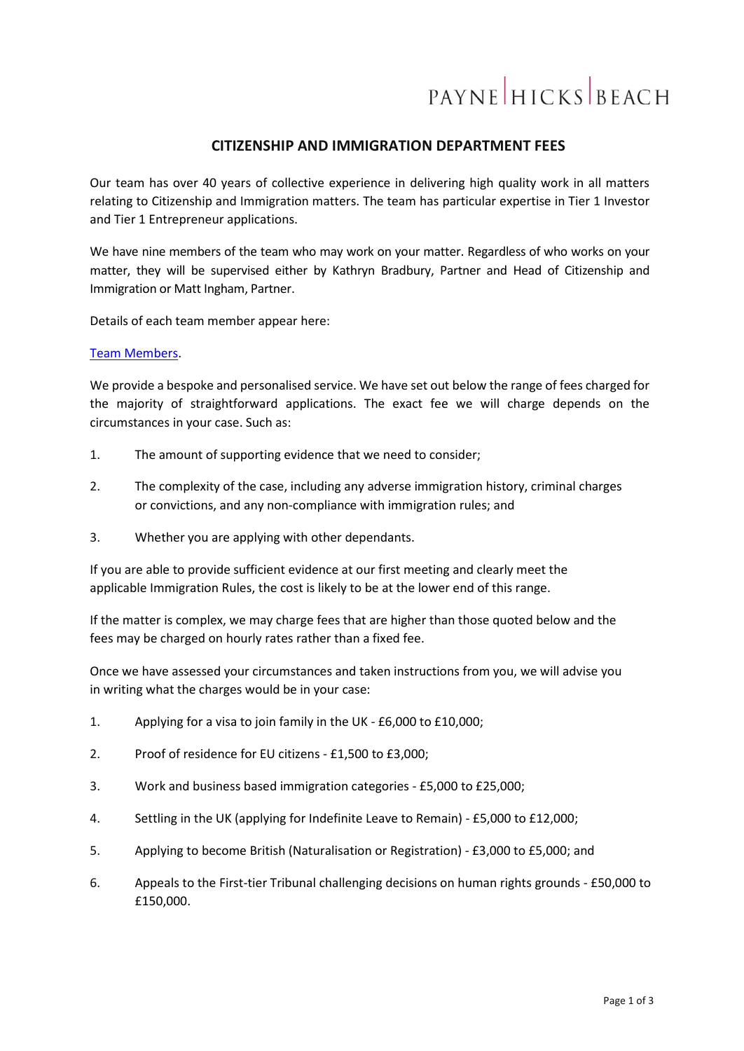PAYNE | HICKS | BEACH

## CITIZENSHIP AND IMMIGRATION DEPARTMENT FEES

Our team has over 40 years of collective experience in delivering high quality work in all matters relating to Citizenship and Immigration matters. The team has particular expertise in Tier 1 Investor and Tier 1 Entrepreneur applications.

We have nine members of the team who may work on your matter. Regardless of who works on your matter, they will be supervised either by Kathryn Bradbury, Partner and Head of Citizenship and Immigration or Matt Ingham, Partner.

Details of each team member appear here:

Team Members.

We provide a bespoke and personalised service. We have set out below the range of fees charged for the majority of straightforward applications. The exact fee we will charge depends on the circumstances in your case. Such as:

1. The amount of supporting evidence that we need to consider;
2. The complexity of the case, including any adverse immigration history, criminal charges or convictions, and any non-compliance with immigration rules; and
3. Whether you are applying with other dependants.

If you are able to provide sufficient evidence at our first meeting and clearly meet the applicable Immigration Rules, the cost is likely to be at the lower end of this range.

If the matter is complex, we may charge fees that are higher than those quoted below and the fees may be charged on hourly rates rather than a fixed fee.

Once we have assessed your circumstances and taken instructions from you, we will advise you in writing what the charges would be in your case:

1. Applying for a visa to join family in the UK - £6,000 to £10,000;
2. Proof of residence for EU citizens - £1,500 to £3,000;
3. Work and business based immigration categories - £5,000 to £25,000;
4. Settling in the UK (applying for Indefinite Leave to Remain) - £5,000 to £12,000;
5. Applying to become British (Naturalisation or Registration) - £3,000 to £5,000; and
6. Appeals to the First-tier Tribunal challenging decisions on human rights grounds - £50,000 to £150,000.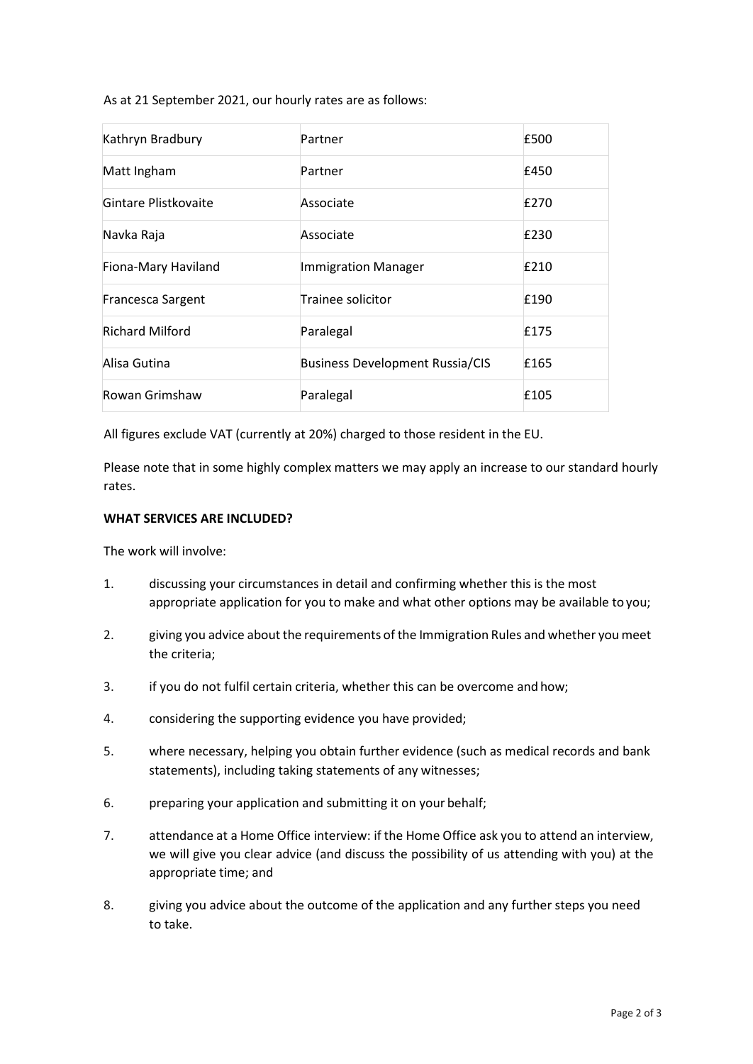As at 21 September 2021, our hourly rates are as follows:

| Kathryn Bradbury | Partner | £500 |
|---|---|---|
| Matt Ingham | Partner | £450 |
| Gintare Plistkovaite | Associate | £270 |
| Navka Raja | Associate | £230 |
| Fiona-Mary Haviland | Immigration Manager | £210 |
| Francesca Sargent | Trainee solicitor | £190 |
| Richard Milford | Paralegal | £175 |
| Alisa Gutina | Business Development Russia/CIS | £165 |
| Rowan Grimshaw | Paralegal | £105 |

All figures exclude VAT (currently at 20%) charged to those resident in the EU.

Please note that in some highly complex matters we may apply an increase to our standard hourly rates.

**WHAT SERVICES ARE INCLUDED?**

The work will involve:

1. discussing your circumstances in detail and confirming whether this is the most appropriate application for you to make and what other options may be available to you;
2. giving you advice about the requirements of the Immigration Rules and whether you meet the criteria;
3. if you do not fulfil certain criteria, whether this can be overcome and how;
4. considering the supporting evidence you have provided;
5. where necessary, helping you obtain further evidence (such as medical records and bank statements), including taking statements of any witnesses;
6. preparing your application and submitting it on your behalf;
7. attendance at a Home Office interview: if the Home Office ask you to attend an interview, we will give you clear advice (and discuss the possibility of us attending with you) at the appropriate time; and
8. giving you advice about the outcome of the application and any further steps you need to take.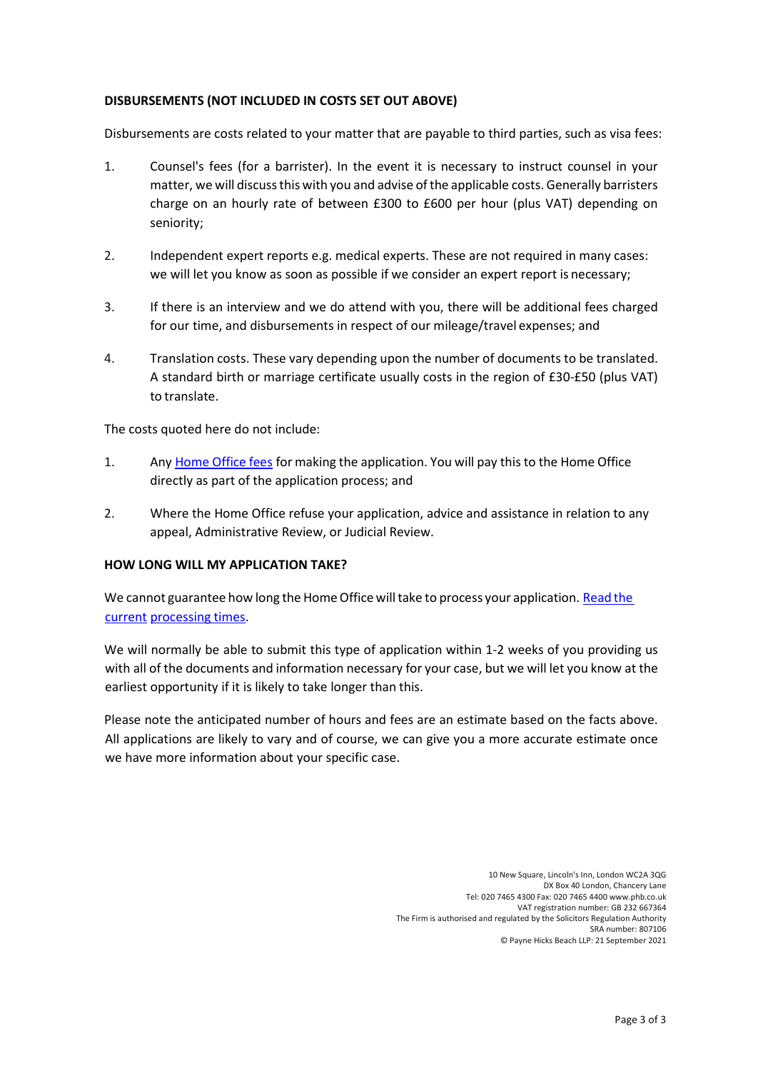**DISBURSEMENTS (NOT INCLUDED IN COSTS SET OUT ABOVE)**

Disbursements are costs related to your matter that are payable to third parties, such as visa fees:

1. Counsel's fees (for a barrister). In the event it is necessary to instruct counsel in your matter, we will discuss this with you and advise of the applicable costs. Generally barristers charge on an hourly rate of between £300 to £600 per hour (plus VAT) depending on seniority;
2. Independent expert reports e.g. medical experts. These are not required in many cases: we will let you know as soon as possible if we consider an expert report is necessary;
3. If there is an interview and we do attend with you, there will be additional fees charged for our time, and disbursements in respect of our mileage/travel expenses; and
4. Translation costs. These vary depending upon the number of documents to be translated. A standard birth or marriage certificate usually costs in the region of £30-£50 (plus VAT) to translate.

The costs quoted here do not include:

1. Any Home Office fees for making the application. You will pay this to the Home Office directly as part of the application process; and
2. Where the Home Office refuse your application, advice and assistance in relation to any appeal, Administrative Review, or Judicial Review.

**HOW LONG WILL MY APPLICATION TAKE?**

We cannot guarantee how long the Home Office will take to process your application. Read the current processing times.

We will normally be able to submit this type of application within 1-2 weeks of you providing us with all of the documents and information necessary for your case, but we will let you know at the earliest opportunity if it is likely to take longer than this.

Please note the anticipated number of hours and fees are an estimate based on the facts above. All applications are likely to vary and of course, we can give you a more accurate estimate once we have more information about your specific case.

10 New Square, Lincoln's Inn, London WC2A 3QG
DX Box 40 London, Chancery Lane
Tel: 020 7465 4300 Fax: 020 7465 4400 www.phb.co.uk
VAT registration number: GB 232 667364
The Firm is authorised and regulated by the Solicitors Regulation Authority
SRA number: 807106
© Payne Hicks Beach LLP: 21 September 2021